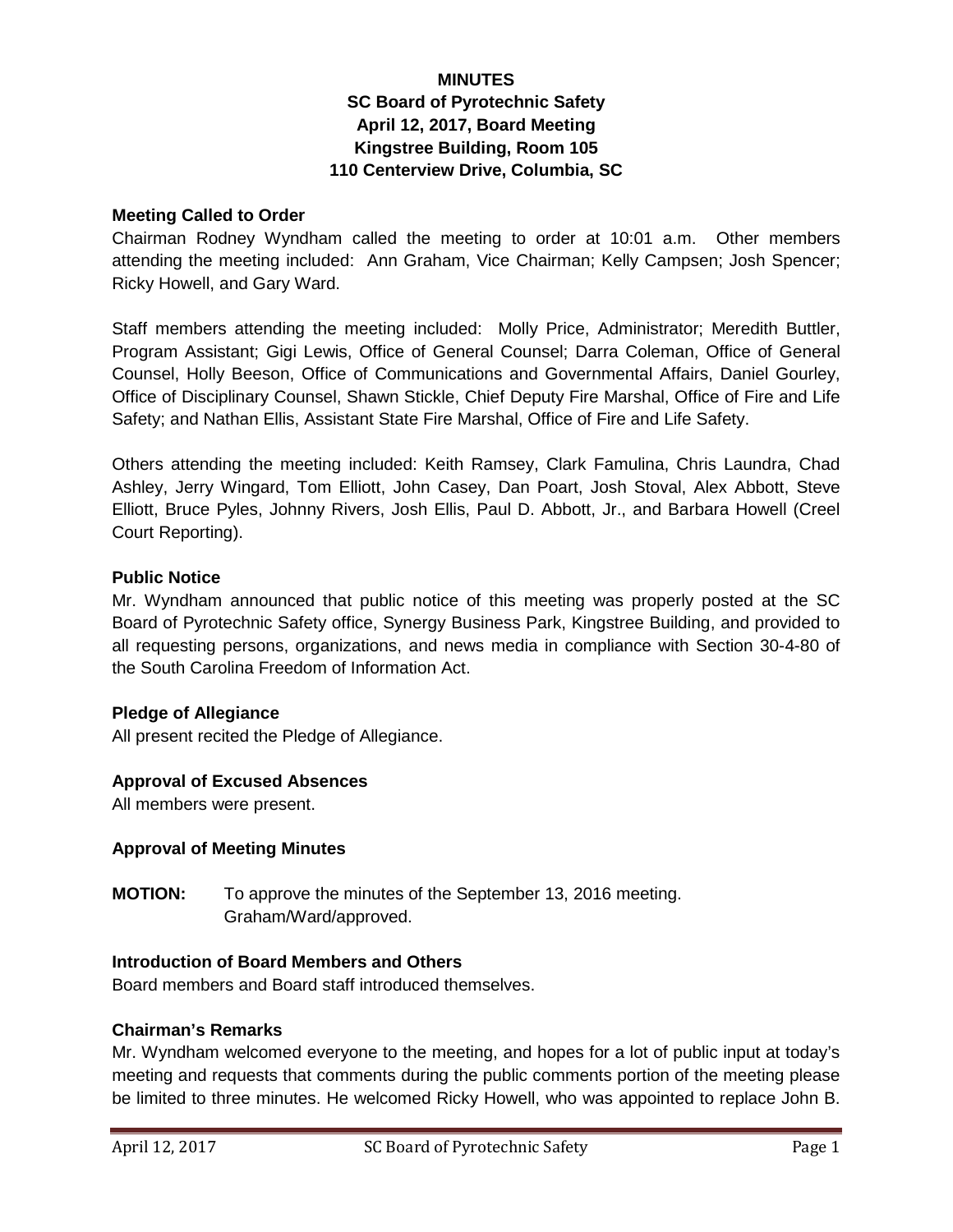**MINUTES**
**SC Board of Pyrotechnic Safety**
**April 12, 2017, Board Meeting**
**Kingstree Building, Room 105**
**110 Centerview Drive, Columbia, SC**

### Meeting Called to Order

Chairman Rodney Wyndham called the meeting to order at 10:01 a.m. Other members attending the meeting included: Ann Graham, Vice Chairman; Kelly Campsen; Josh Spencer; Ricky Howell, and Gary Ward.

Staff members attending the meeting included: Molly Price, Administrator; Meredith Buttler, Program Assistant; Gigi Lewis, Office of General Counsel; Darra Coleman, Office of General Counsel, Holly Beeson, Office of Communications and Governmental Affairs, Daniel Gourley, Office of Disciplinary Counsel, Shawn Stickle, Chief Deputy Fire Marshal, Office of Fire and Life Safety; and Nathan Ellis, Assistant State Fire Marshal, Office of Fire and Life Safety.

Others attending the meeting included: Keith Ramsey, Clark Famulina, Chris Laundra, Chad Ashley, Jerry Wingard, Tom Elliott, John Casey, Dan Poart, Josh Stoval, Alex Abbott, Steve Elliott, Bruce Pyles, Johnny Rivers, Josh Ellis, Paul D. Abbott, Jr., and Barbara Howell (Creel Court Reporting).

### Public Notice

Mr. Wyndham announced that public notice of this meeting was properly posted at the SC Board of Pyrotechnic Safety office, Synergy Business Park, Kingstree Building, and provided to all requesting persons, organizations, and news media in compliance with Section 30-4-80 of the South Carolina Freedom of Information Act.

### Pledge of Allegiance

All present recited the Pledge of Allegiance.

### Approval of Excused Absences

All members were present.

### Approval of Meeting Minutes

**MOTION:** To approve the minutes of the September 13, 2016 meeting.
Graham/Ward/approved.

### Introduction of Board Members and Others

Board members and Board staff introduced themselves.

### Chairman's Remarks

Mr. Wyndham welcomed everyone to the meeting, and hopes for a lot of public input at today's meeting and requests that comments during the public comments portion of the meeting please be limited to three minutes. He welcomed Ricky Howell, who was appointed to replace John B.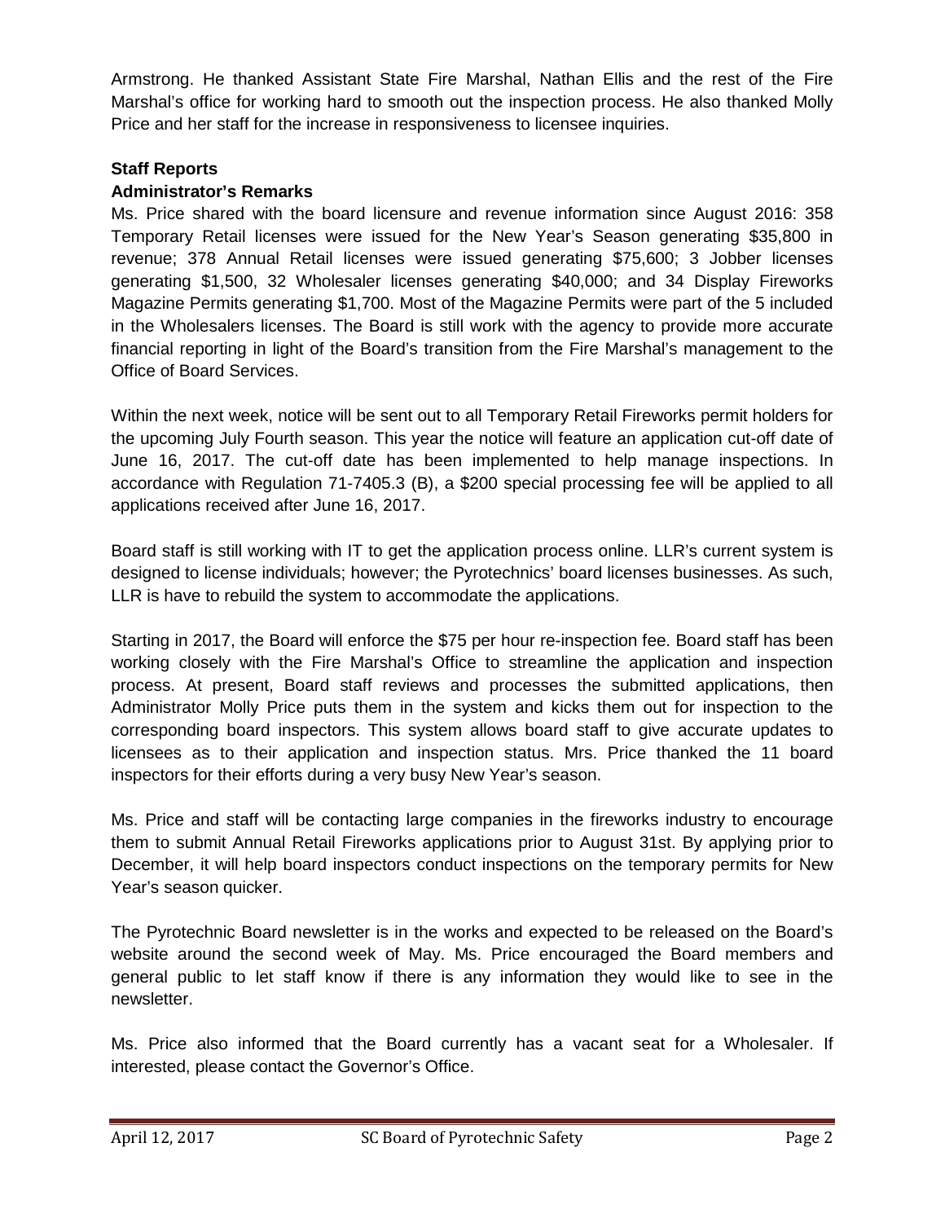Armstrong. He thanked Assistant State Fire Marshal, Nathan Ellis and the rest of the Fire Marshal's office for working hard to smooth out the inspection process. He also thanked Molly Price and her staff for the increase in responsiveness to licensee inquiries.

**Staff Reports**

**Administrator's Remarks**

Ms. Price shared with the board licensure and revenue information since August 2016: 358 Temporary Retail licenses were issued for the New Year's Season generating $35,800 in revenue; 378 Annual Retail licenses were issued generating $75,600; 3 Jobber licenses generating $1,500, 32 Wholesaler licenses generating $40,000; and 34 Display Fireworks Magazine Permits generating $1,700. Most of the Magazine Permits were part of the 5 included in the Wholesalers licenses. The Board is still work with the agency to provide more accurate financial reporting in light of the Board's transition from the Fire Marshal's management to the Office of Board Services.

Within the next week, notice will be sent out to all Temporary Retail Fireworks permit holders for the upcoming July Fourth season. This year the notice will feature an application cut-off date of June 16, 2017. The cut-off date has been implemented to help manage inspections. In accordance with Regulation 71-7405.3 (B), a $200 special processing fee will be applied to all applications received after June 16, 2017.

Board staff is still working with IT to get the application process online. LLR's current system is designed to license individuals; however; the Pyrotechnics' board licenses businesses. As such, LLR is have to rebuild the system to accommodate the applications.

Starting in 2017, the Board will enforce the $75 per hour re-inspection fee. Board staff has been working closely with the Fire Marshal's Office to streamline the application and inspection process. At present, Board staff reviews and processes the submitted applications, then Administrator Molly Price puts them in the system and kicks them out for inspection to the corresponding board inspectors. This system allows board staff to give accurate updates to licensees as to their application and inspection status. Mrs. Price thanked the 11 board inspectors for their efforts during a very busy New Year's season.

Ms. Price and staff will be contacting large companies in the fireworks industry to encourage them to submit Annual Retail Fireworks applications prior to August 31st. By applying prior to December, it will help board inspectors conduct inspections on the temporary permits for New Year's season quicker.

The Pyrotechnic Board newsletter is in the works and expected to be released on the Board's website around the second week of May. Ms. Price encouraged the Board members and general public to let staff know if there is any information they would like to see in the newsletter.

Ms. Price also informed that the Board currently has a vacant seat for a Wholesaler. If interested, please contact the Governor's Office.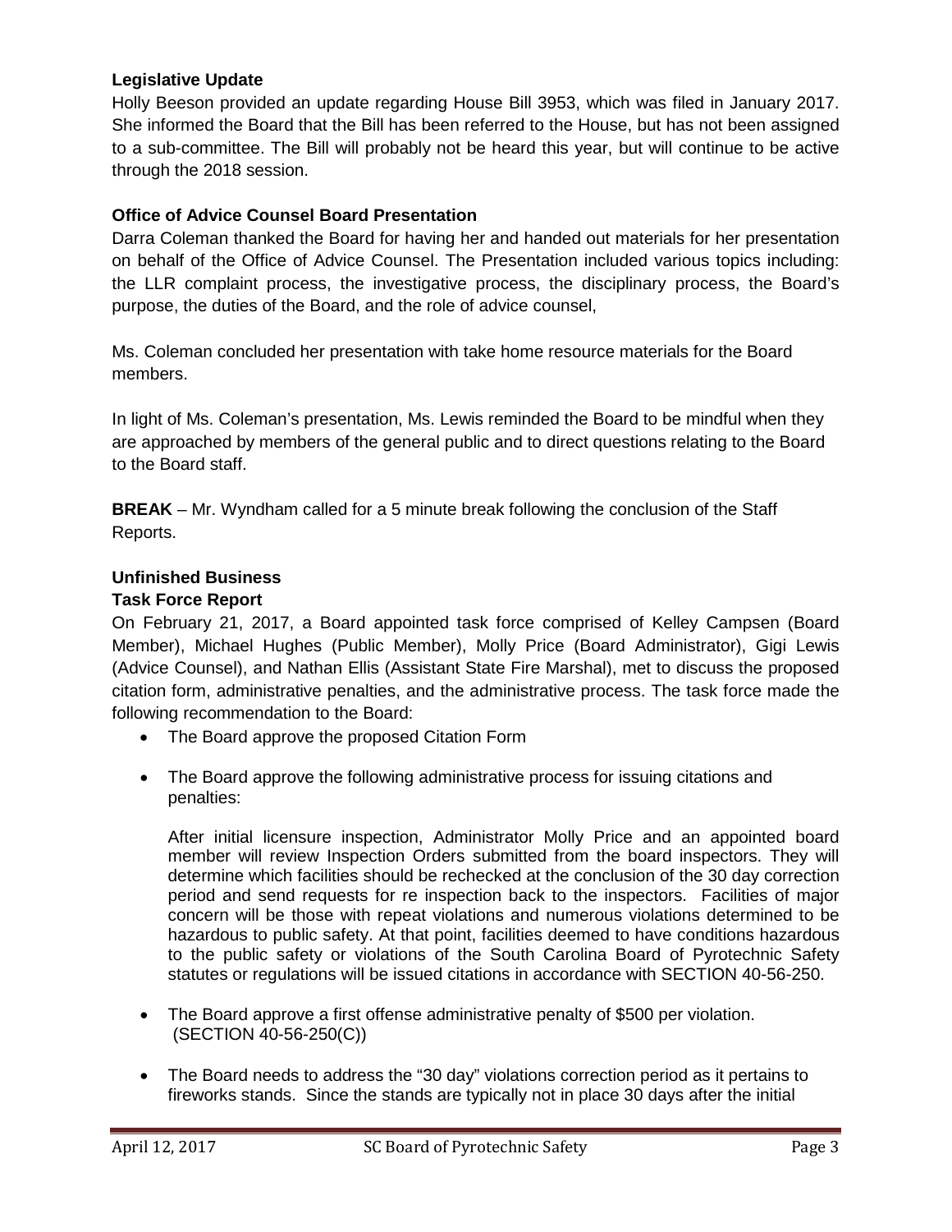**Legislative Update**

Holly Beeson provided an update regarding House Bill 3953, which was filed in January 2017. She informed the Board that the Bill has been referred to the House, but has not been assigned to a sub-committee. The Bill will probably not be heard this year, but will continue to be active through the 2018 session.

**Office of Advice Counsel Board Presentation**

Darra Coleman thanked the Board for having her and handed out materials for her presentation on behalf of the Office of Advice Counsel. The Presentation included various topics including: the LLR complaint process, the investigative process, the disciplinary process, the Board's purpose, the duties of the Board, and the role of advice counsel,

Ms. Coleman concluded her presentation with take home resource materials for the Board members.

In light of Ms. Coleman's presentation, Ms. Lewis reminded the Board to be mindful when they are approached by members of the general public and to direct questions relating to the Board to the Board staff.

**BREAK** – Mr. Wyndham called for a 5 minute break following the conclusion of the Staff Reports.

**Unfinished Business**

**Task Force Report**

On February 21, 2017, a Board appointed task force comprised of Kelley Campsen (Board Member), Michael Hughes (Public Member), Molly Price (Board Administrator), Gigi Lewis (Advice Counsel), and Nathan Ellis (Assistant State Fire Marshal), met to discuss the proposed citation form, administrative penalties, and the administrative process. The task force made the following recommendation to the Board:

- The Board approve the proposed Citation Form
- The Board approve the following administrative process for issuing citations and penalties:

  After initial licensure inspection, Administrator Molly Price and an appointed board member will review Inspection Orders submitted from the board inspectors. They will determine which facilities should be rechecked at the conclusion of the 30 day correction period and send requests for re inspection back to the inspectors. Facilities of major concern will be those with repeat violations and numerous violations determined to be hazardous to public safety. At that point, facilities deemed to have conditions hazardous to the public safety or violations of the South Carolina Board of Pyrotechnic Safety statutes or regulations will be issued citations in accordance with SECTION 40-56-250.

- The Board approve a first offense administrative penalty of $500 per violation. (SECTION 40-56-250(C))
- The Board needs to address the "30 day" violations correction period as it pertains to fireworks stands. Since the stands are typically not in place 30 days after the initial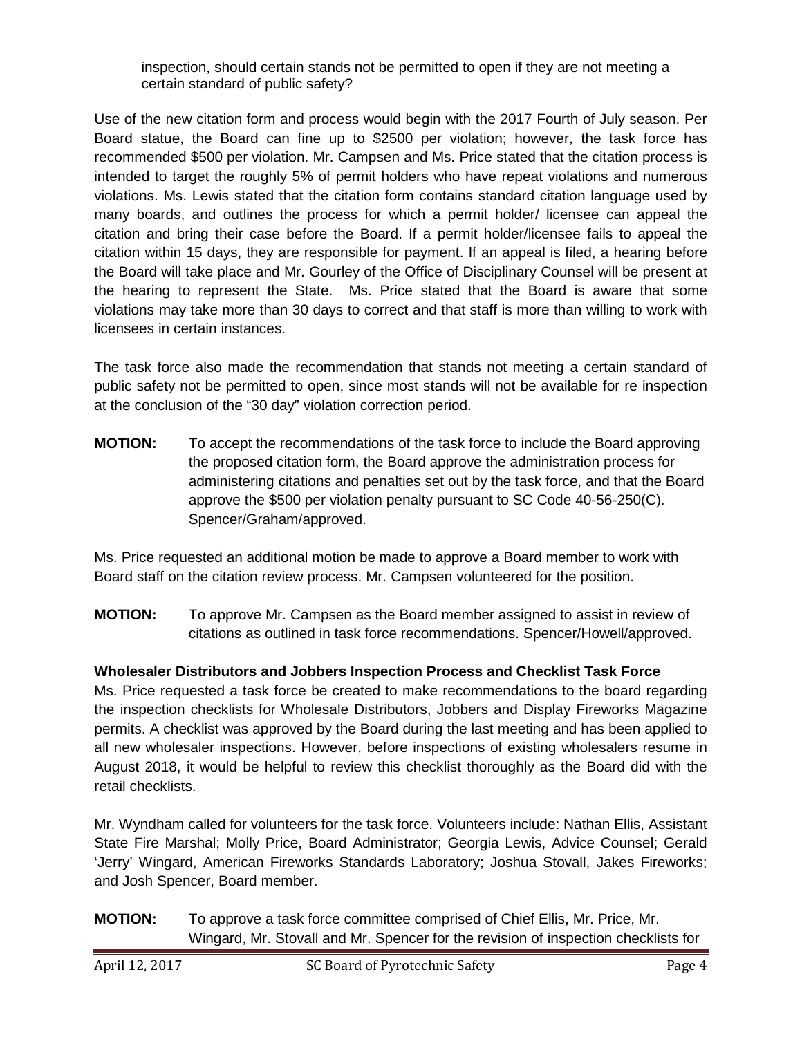inspection, should certain stands not be permitted to open if they are not meeting a certain standard of public safety?

Use of the new citation form and process would begin with the 2017 Fourth of July season. Per Board statue, the Board can fine up to $2500 per violation; however, the task force has recommended $500 per violation. Mr. Campsen and Ms. Price stated that the citation process is intended to target the roughly 5% of permit holders who have repeat violations and numerous violations. Ms. Lewis stated that the citation form contains standard citation language used by many boards, and outlines the process for which a permit holder/ licensee can appeal the citation and bring their case before the Board. If a permit holder/licensee fails to appeal the citation within 15 days, they are responsible for payment. If an appeal is filed, a hearing before the Board will take place and Mr. Gourley of the Office of Disciplinary Counsel will be present at the hearing to represent the State. Ms. Price stated that the Board is aware that some violations may take more than 30 days to correct and that staff is more than willing to work with licensees in certain instances.

The task force also made the recommendation that stands not meeting a certain standard of public safety not be permitted to open, since most stands will not be available for re inspection at the conclusion of the "30 day" violation correction period.

**MOTION:** To accept the recommendations of the task force to include the Board approving the proposed citation form, the Board approve the administration process for administering citations and penalties set out by the task force, and that the Board approve the $500 per violation penalty pursuant to SC Code 40-56-250(C). Spencer/Graham/approved.

Ms. Price requested an additional motion be made to approve a Board member to work with Board staff on the citation review process. Mr. Campsen volunteered for the position.

**MOTION:** To approve Mr. Campsen as the Board member assigned to assist in review of citations as outlined in task force recommendations. Spencer/Howell/approved.

**Wholesaler Distributors and Jobbers Inspection Process and Checklist Task Force**

Ms. Price requested a task force be created to make recommendations to the board regarding the inspection checklists for Wholesale Distributors, Jobbers and Display Fireworks Magazine permits. A checklist was approved by the Board during the last meeting and has been applied to all new wholesaler inspections. However, before inspections of existing wholesalers resume in August 2018, it would be helpful to review this checklist thoroughly as the Board did with the retail checklists.

Mr. Wyndham called for volunteers for the task force. Volunteers include: Nathan Ellis, Assistant State Fire Marshal; Molly Price, Board Administrator; Georgia Lewis, Advice Counsel; Gerald 'Jerry' Wingard, American Fireworks Standards Laboratory; Joshua Stovall, Jakes Fireworks; and Josh Spencer, Board member.

**MOTION:** To approve a task force committee comprised of Chief Ellis, Mr. Price, Mr. Wingard, Mr. Stovall and Mr. Spencer for the revision of inspection checklists for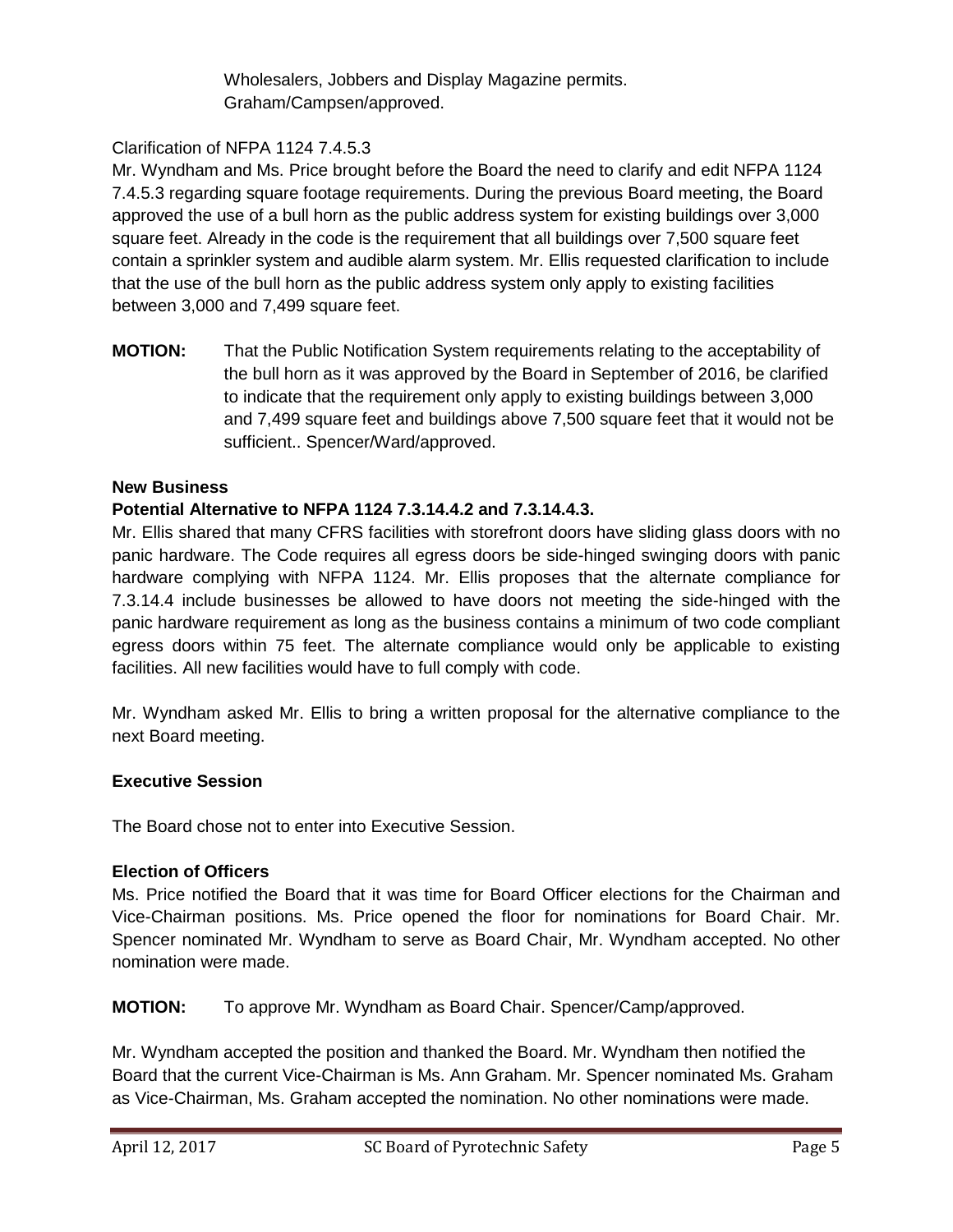Wholesalers, Jobbers and Display Magazine permits.
Graham/Campsen/approved.

Clarification of NFPA 1124 7.4.5.3

Mr. Wyndham and Ms. Price brought before the Board the need to clarify and edit NFPA 1124 7.4.5.3 regarding square footage requirements. During the previous Board meeting, the Board approved the use of a bull horn as the public address system for existing buildings over 3,000 square feet. Already in the code is the requirement that all buildings over 7,500 square feet contain a sprinkler system and audible alarm system. Mr. Ellis requested clarification to include that the use of the bull horn as the public address system only apply to existing facilities between 3,000 and 7,499 square feet.

**MOTION:** That the Public Notification System requirements relating to the acceptability of the bull horn as it was approved by the Board in September of 2016, be clarified to indicate that the requirement only apply to existing buildings between 3,000 and 7,499 square feet and buildings above 7,500 square feet that it would not be sufficient.. Spencer/Ward/approved.

**New Business**

**Potential Alternative to NFPA 1124 7.3.14.4.2 and 7.3.14.4.3.**

Mr. Ellis shared that many CFRS facilities with storefront doors have sliding glass doors with no panic hardware. The Code requires all egress doors be side-hinged swinging doors with panic hardware complying with NFPA 1124. Mr. Ellis proposes that the alternate compliance for 7.3.14.4 include businesses be allowed to have doors not meeting the side-hinged with the panic hardware requirement as long as the business contains a minimum of two code compliant egress doors within 75 feet. The alternate compliance would only be applicable to existing facilities. All new facilities would have to full comply with code.

Mr. Wyndham asked Mr. Ellis to bring a written proposal for the alternative compliance to the next Board meeting.

**Executive Session**

The Board chose not to enter into Executive Session.

**Election of Officers**

Ms. Price notified the Board that it was time for Board Officer elections for the Chairman and Vice-Chairman positions. Ms. Price opened the floor for nominations for Board Chair. Mr. Spencer nominated Mr. Wyndham to serve as Board Chair, Mr. Wyndham accepted. No other nomination were made.

**MOTION:** To approve Mr. Wyndham as Board Chair. Spencer/Camp/approved.

Mr. Wyndham accepted the position and thanked the Board. Mr. Wyndham then notified the Board that the current Vice-Chairman is Ms. Ann Graham. Mr. Spencer nominated Ms. Graham as Vice-Chairman, Ms. Graham accepted the nomination. No other nominations were made.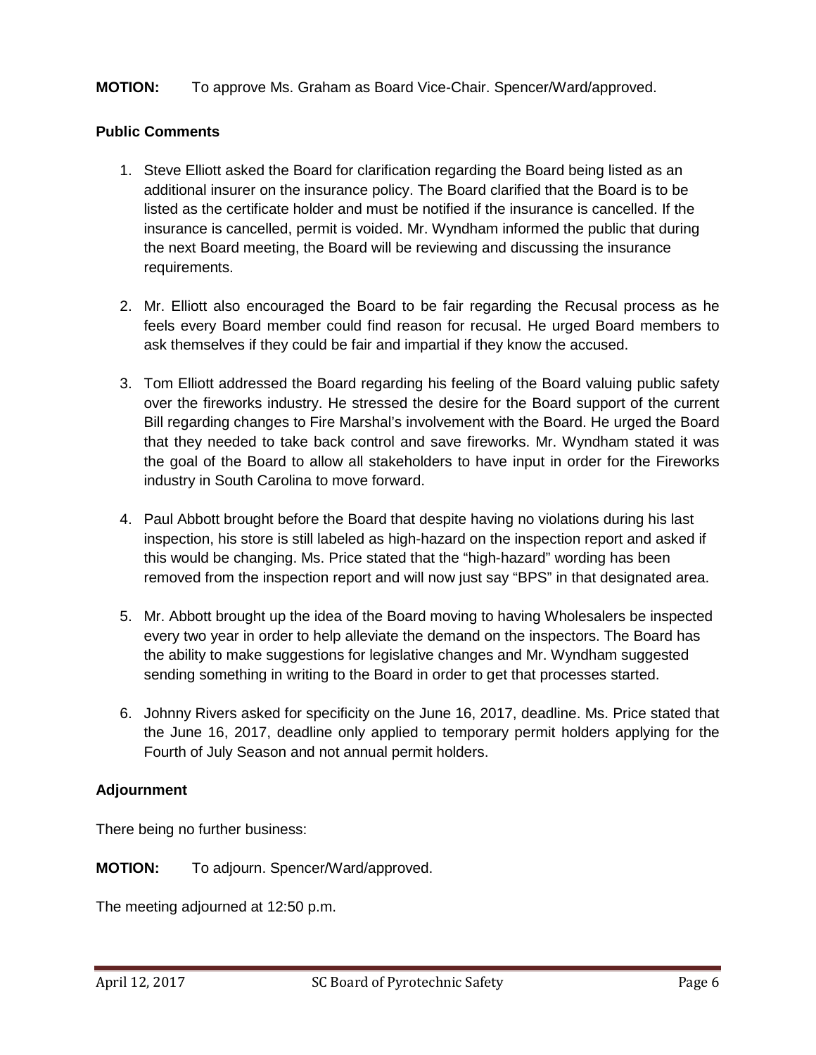**MOTION:** To approve Ms. Graham as Board Vice-Chair. Spencer/Ward/approved.

**Public Comments**

1. Steve Elliott asked the Board for clarification regarding the Board being listed as an additional insurer on the insurance policy. The Board clarified that the Board is to be listed as the certificate holder and must be notified if the insurance is cancelled. If the insurance is cancelled, permit is voided. Mr. Wyndham informed the public that during the next Board meeting, the Board will be reviewing and discussing the insurance requirements.

2. Mr. Elliott also encouraged the Board to be fair regarding the Recusal process as he feels every Board member could find reason for recusal. He urged Board members to ask themselves if they could be fair and impartial if they know the accused.

3. Tom Elliott addressed the Board regarding his feeling of the Board valuing public safety over the fireworks industry. He stressed the desire for the Board support of the current Bill regarding changes to Fire Marshal's involvement with the Board. He urged the Board that they needed to take back control and save fireworks. Mr. Wyndham stated it was the goal of the Board to allow all stakeholders to have input in order for the Fireworks industry in South Carolina to move forward.

4. Paul Abbott brought before the Board that despite having no violations during his last inspection, his store is still labeled as high-hazard on the inspection report and asked if this would be changing. Ms. Price stated that the "high-hazard" wording has been removed from the inspection report and will now just say "BPS" in that designated area.

5. Mr. Abbott brought up the idea of the Board moving to having Wholesalers be inspected every two year in order to help alleviate the demand on the inspectors. The Board has the ability to make suggestions for legislative changes and Mr. Wyndham suggested sending something in writing to the Board in order to get that processes started.

6. Johnny Rivers asked for specificity on the June 16, 2017, deadline. Ms. Price stated that the June 16, 2017, deadline only applied to temporary permit holders applying for the Fourth of July Season and not annual permit holders.

**Adjournment**

There being no further business:

**MOTION:** To adjourn. Spencer/Ward/approved.

The meeting adjourned at 12:50 p.m.